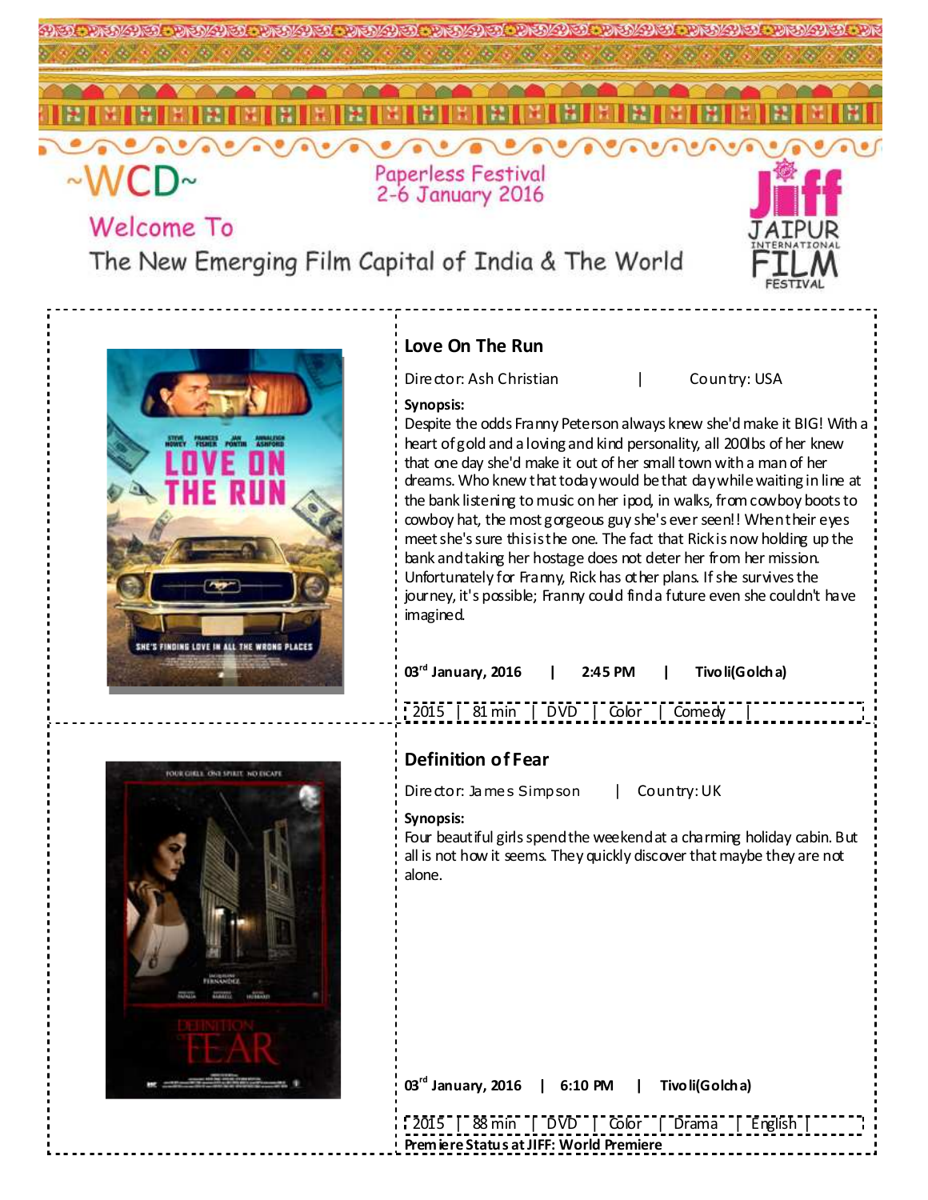~WCD~

Paperless Festival
2-6 January 2016

Welcome To

The New Emerging Film Capital of India & The World

JIFF JAIPUR INTERNATIONAL FILM FESTIVAL

## Love On The Run

Director: Ash Christian | Country: USA

**Synopsis:**

Despite the odds Franny Peterson always knew she'd make it BIG! With a heart of gold and a loving and kind personality, all 200lbs of her knew that one day she'd make it out of her small town with a man of her dreams. Who knew that today would be that day while waiting in line at the bank listening to music on her ipod, in walks, from cowboy boots to cowboy hat, the most gorgeous guy she's ever seen!! When their eyes meet she's sure this is the one. The fact that Rick is now holding up the bank and taking her hostage does not deter her from her mission. Unfortunately for Franny, Rick has other plans. If she survives the journey, it's possible; Franny could find a future even she couldn't have imagined.

**03rd January, 2016 | 2:45 PM | Tivoli(Golcha)**

| 2015 | 81 min | DVD | Color | Comedy |

## Definition of Fear

Director: James Simpson | Country: UK

**Synopsis:**

Four beautiful girls spend the weekend at a charming holiday cabin. But all is not how it seems. They quickly discover that maybe they are not alone.

**03rd January, 2016 | 6:10 PM | Tivoli(Golcha)**

| 2015 | 88 min | DVD | Color | Drama | English |

**Premiere Status at JIFF: World Premiere**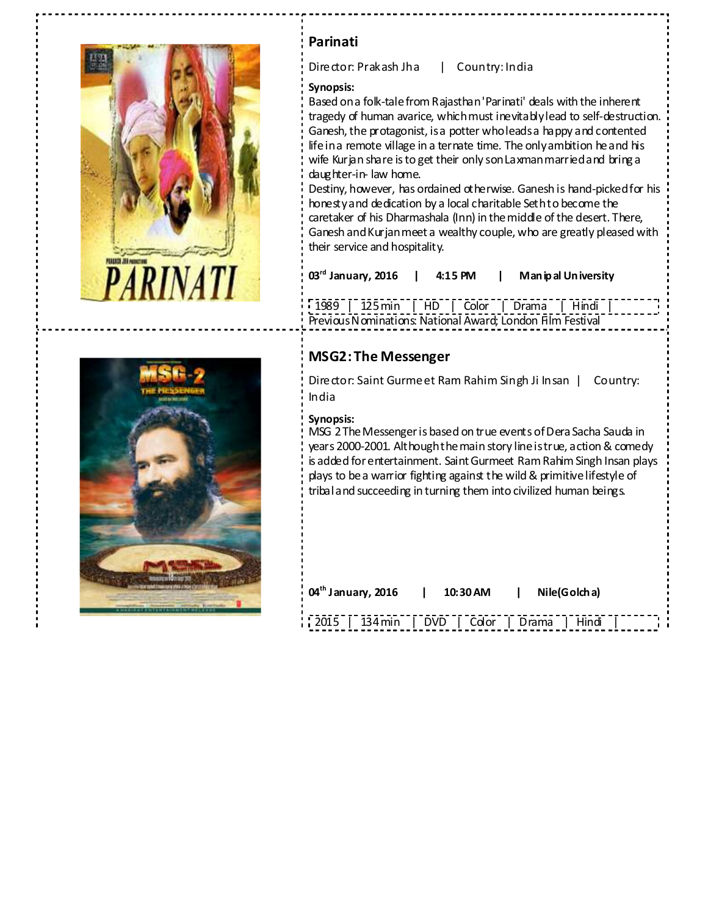## Parinati

Director: Prakash Jha | Country: India

**Synopsis:**
Based on a folk-tale from Rajasthan 'Parinati' deals with the inherent tragedy of human avarice, which must inevitably lead to self-destruction. Ganesh, the protagonist, is a potter who leads a happy and contented life in a remote village in a ternate time. The only ambition he and his wife Kurjan share is to get their only son Laxman married and bring a daughter-in- law home.
Destiny, however, has ordained otherwise. Ganesh is hand-picked for his honesty and dedication by a local charitable Seth to become the caretaker of his Dharmashala (Inn) in the middle of the desert. There, Ganesh and Kurjan meet a wealthy couple, who are greatly pleased with their service and hospitality.

**03rd January, 2016 | 4:15 PM | Manipal University**

1989 | 125 min | HD | Color | Drama | Hindi |

Previous Nominations: National Award; London Film Festival

## MSG2: The Messenger

Director: Saint Gurmeet Ram Rahim Singh Ji Insan | Country: India

**Synopsis:**
MSG 2 The Messenger is based on true events of Dera Sacha Sauda in years 2000-2001. Although the main story line is true, action & comedy is added for entertainment. Saint Gurmeet Ram Rahim Singh Insan plays plays to be a warrior fighting against the wild & primitive lifestyle of tribal and succeeding in turning them into civilized human beings.

**04th January, 2016 | 10:30 AM | Nile(Golcha)**

2015 | 134 min | DVD | Color | Drama | Hindi |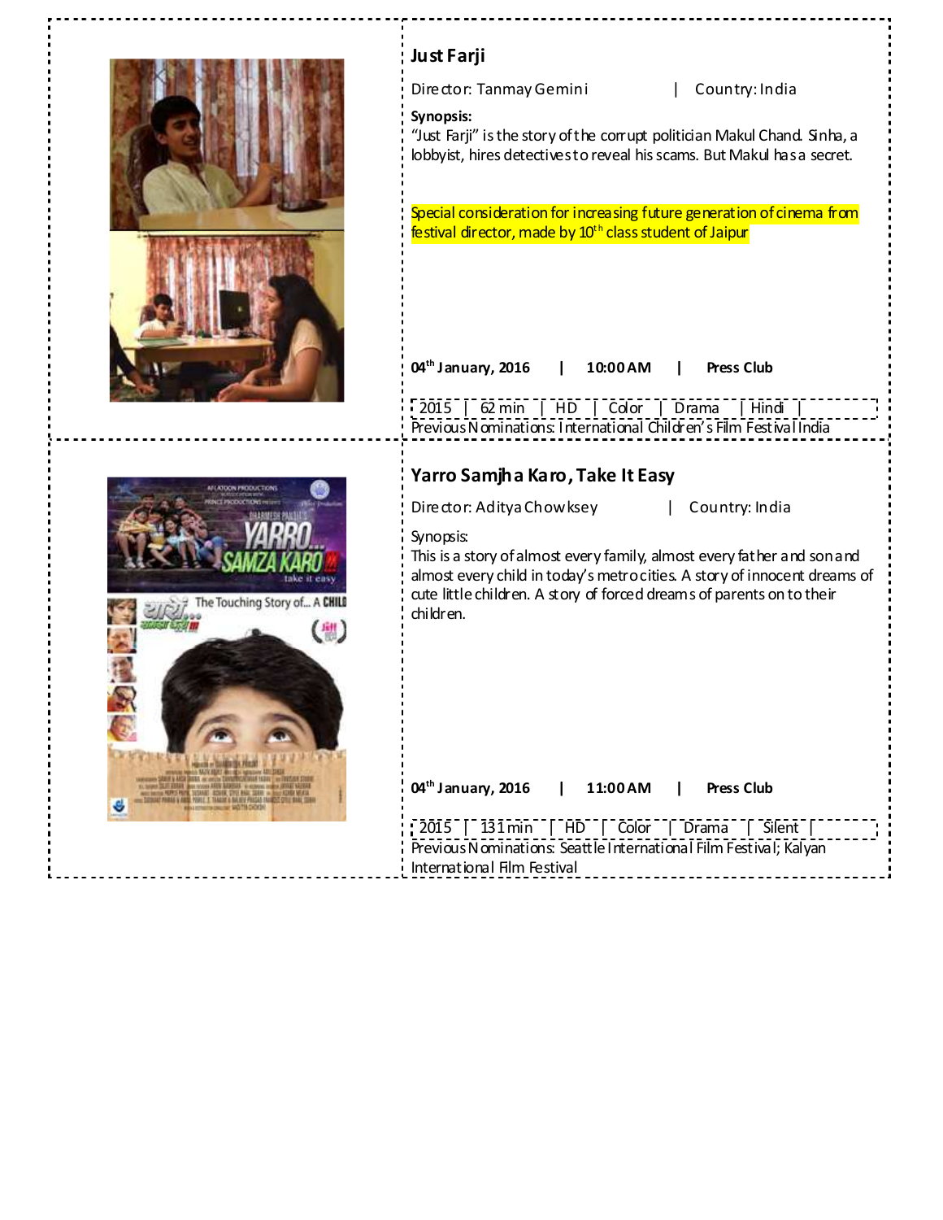## Just Farji

Director: Tanmay Gemini | Country: India

**Synopsis:**
"Just Farji" is the story of the corrupt politician Makul Chand. Sinha, a lobbyist, hires detectives to reveal his scams. But Makul has a secret.

Special consideration for increasing future generation of cinema from festival director, made by 10th class student of Jaipur

**04th January, 2016 | 10:00 AM | Press Club**

2015 | 62 min | HD | Color | Drama | Hindi |

Previous Nominations: International Children's Film Festival India

## Yarro Samjha Karo, Take It Easy

Director: Aditya Chowksey | Country: India

Synopsis:
This is a story of almost every family, almost every father and son and almost every child in today's metro cities. A story of innocent dreams of cute little children. A story of forced dreams of parents on to their children.

**04th January, 2016 | 11:00 AM | Press Club**

2015 | 131 min | HD | Color | Drama | Silent |

Previous Nominations: Seattle International Film Festival; Kalyan International Film Festival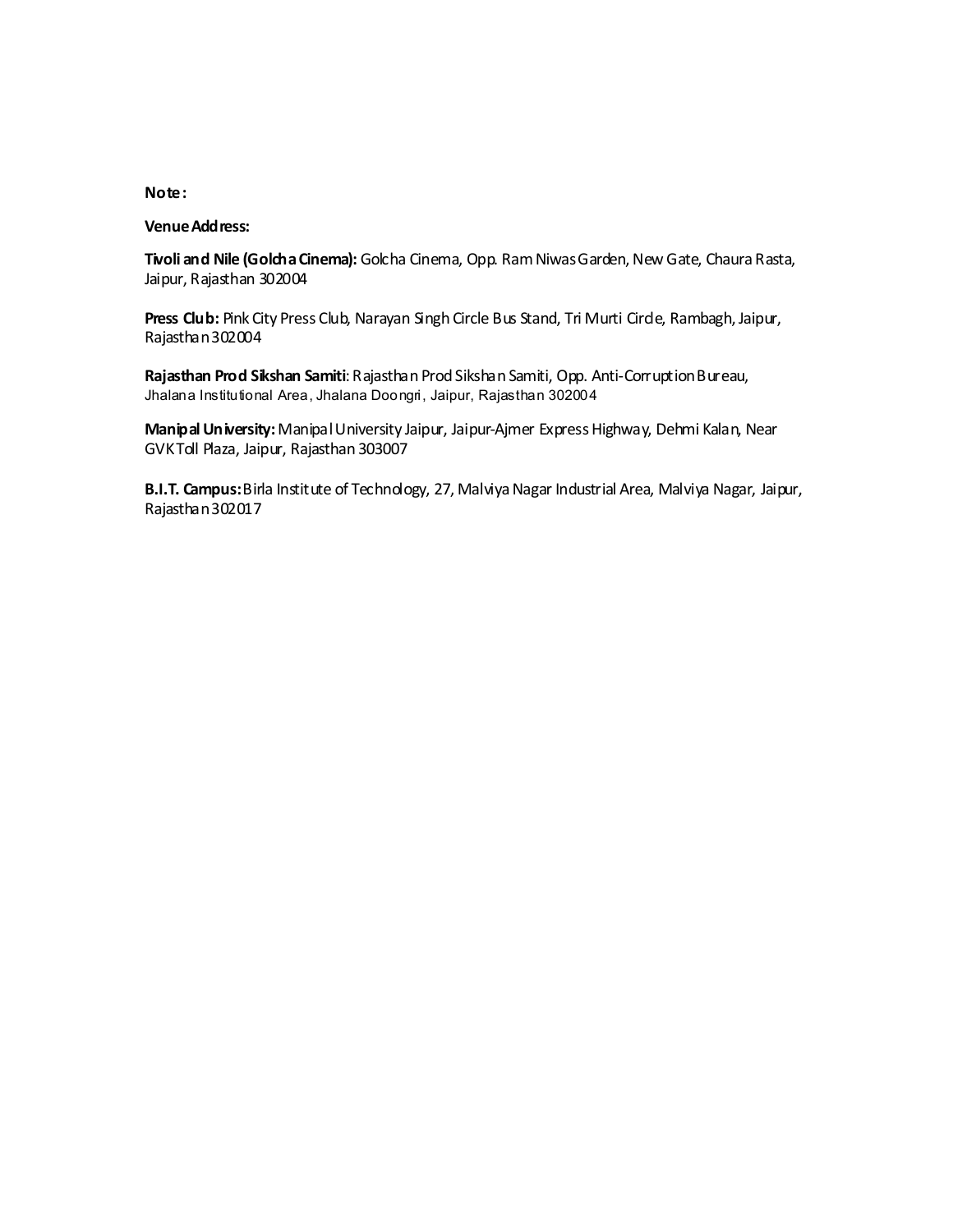**Note:**

**Venue Address:**

**Tivoli and Nile (Golcha Cinema):** Golcha Cinema, Opp. Ram Niwas Garden, New Gate, Chaura Rasta, Jaipur, Rajasthan 302004

**Press Club:** Pink City Press Club, Narayan Singh Circle Bus Stand, Tri Murti Circle, Rambagh, Jaipur, Rajasthan 302004

**Rajasthan Prod Sikshan Samiti**: Rajasthan Prod Sikshan Samiti, Opp. Anti-Corruption Bureau, Jhalana Institutional Area, Jhalana Doongri, Jaipur, Rajasthan 302004

**Manipal University:** Manipal University Jaipur, Jaipur-Ajmer Express Highway, Dehmi Kalan, Near GVK Toll Plaza, Jaipur, Rajasthan 303007

**B.I.T. Campus:** Birla Institute of Technology, 27, Malviya Nagar Industrial Area, Malviya Nagar, Jaipur, Rajasthan 302017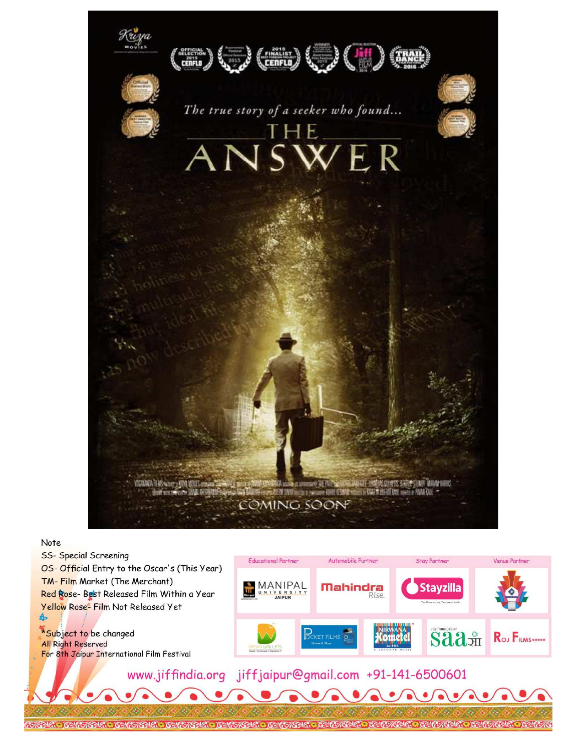The true story of a seeker who found...

# THE ANSWER

COMING SOON

Note

SS- Special Screening

OS- Official Entry to the Oscar's (This Year)

TM- Film Market (The Merchant)

Red Rose- Best Released Film Within a Year

Yellow Rose- Film Not Released Yet

*Subject to be changed

All Right Reserved

For 8th Jaipur International Film Festival

Educational Partner — MANIPAL UNIVERSITY JAIPUR

Automobile Partner — Mahindra Rise.

Stay Partner — Stayzilla

Venue Partner

DREAM WALLETS | POCKET FILMS | NIRWANA Hometel JAIPUR | city frame jaipur saa | Roj Films

www.jiffindia.org  jiffjaipur@gmail.com  +91-141-6500601